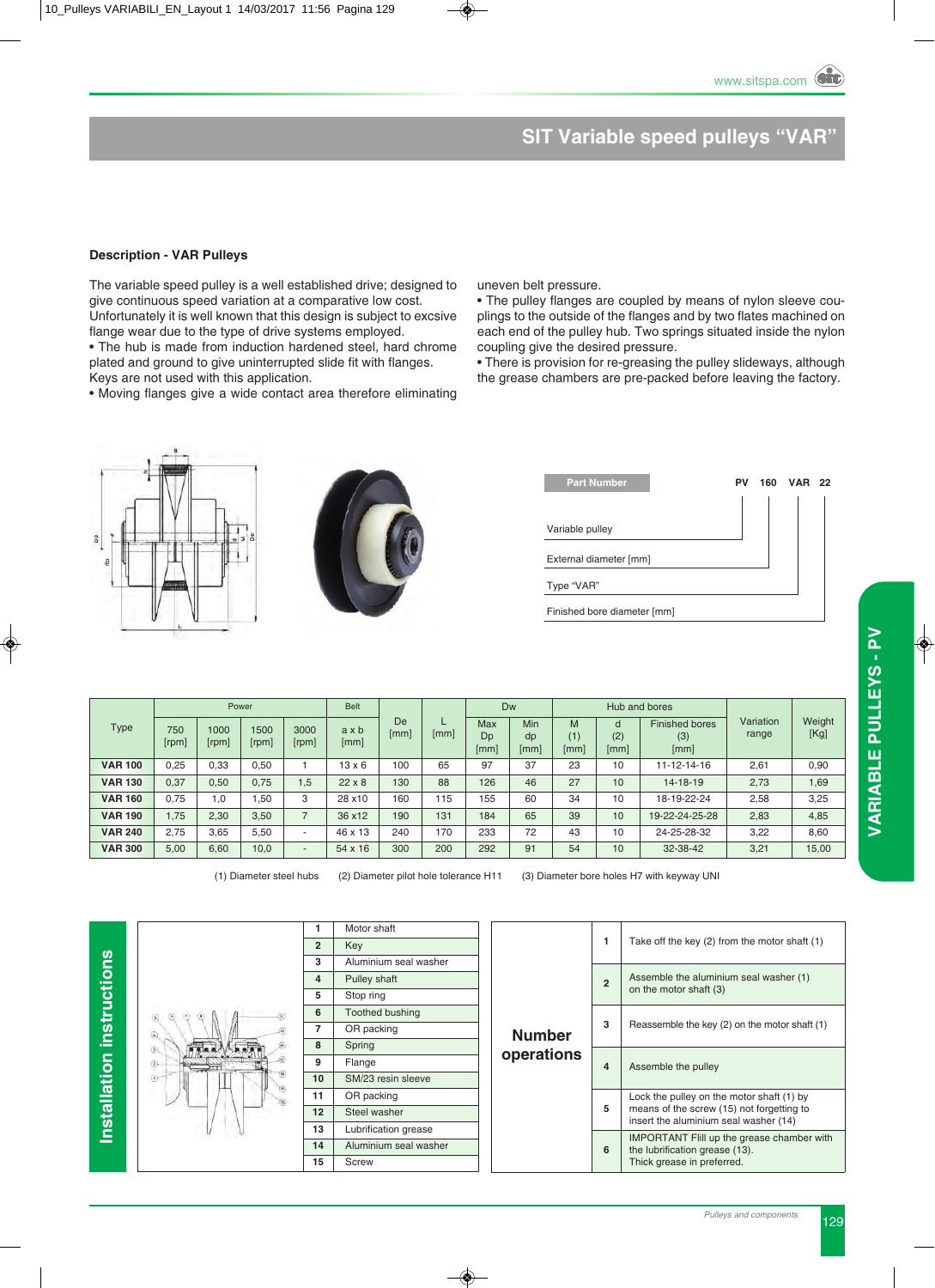# SIT Variable speed pulleys "VAR"

## Description - VAR Pulleys

The variable speed pulley is a well established drive; designed to give continuous speed variation at a comparative low cost. Unfortunately it is well known that this design is subject to excsive flange wear due to the type of drive systems employed.

- The hub is made from induction hardened steel, hard chrome plated and ground to give uninterrupted slide fit with flanges. Keys are not used with this application.
- Moving flanges give a wide contact area therefore eliminating uneven belt pressure.
- The pulley flanges are coupled by means of nylon sleeve couplings to the outside of the flanges and by two flates machined on each end of the pulley hub. Two springs situated inside the nylon coupling give the desired pressure.
- There is provision for re-greasing the pulley slideways, although the grease chambers are pre-packed before leaving the factory.

**Part Number**: PV 160 VAR 22

- PV: Variable pulley
- 160: External diameter [mm]
- VAR: Type "VAR"
- 22: Finished bore diameter [mm]

| Type | Power | | | | Belt | De [mm] | L [mm] | Dw | | Hub and bores | | | Variation range | Weight [Kg] |
|---|---|---|---|---|---|---|---|---|---|---|---|---|---|---|
| | 750 [rpm] | 1000 [rpm] | 1500 [rpm] | 3000 [rpm] | a x b [mm] | | | Max Dp [mm] | Min dp [mm] | M (1) [mm] | d (2) [mm] | Finished bores (3) [mm] | | |
| **VAR 100** | 0,25 | 0,33 | 0,50 | 1 | 13 x 6 | 100 | 65 | 97 | 37 | 23 | 10 | 11-12-14-16 | 2,61 | 0,90 |
| **VAR 130** | 0,37 | 0,50 | 0,75 | 1,5 | 22 x 8 | 130 | 88 | 126 | 46 | 27 | 10 | 14-18-19 | 2,73 | 1,69 |
| **VAR 160** | 0,75 | 1,0 | 1,50 | 3 | 28 x10 | 160 | 115 | 155 | 60 | 34 | 10 | 18-19-22-24 | 2,58 | 3,25 |
| **VAR 190** | 1,75 | 2,30 | 3,50 | 7 | 36 x12 | 190 | 131 | 184 | 65 | 39 | 10 | 19-22-24-25-28 | 2,83 | 4,85 |
| **VAR 240** | 2,75 | 3,65 | 5,50 | - | 46 x 13 | 240 | 170 | 233 | 72 | 43 | 10 | 24-25-28-32 | 3,22 | 8,60 |
| **VAR 300** | 5,00 | 6,60 | 10,0 | - | 54 x 16 | 300 | 200 | 292 | 91 | 54 | 10 | 32-38-42 | 3,21 | 15,00 |

(1) Diameter steel hubs (2) Diameter pilot hole tolerance H11 (3) Diameter bore holes H7 with keyway UNI

## Installation instructions

| No. | Component |
|---|---|
| 1 | Motor shaft |
| 2 | Key |
| 3 | Aluminium seal washer |
| 4 | Pulley shaft |
| 5 | Stop ring |
| 6 | Toothed bushing |
| 7 | OR packing |
| 8 | Spring |
| 9 | Flange |
| 10 | SM/23 resin sleeve |
| 11 | OR packing |
| 12 | Steel washer |
| 13 | Lubrification grease |
| 14 | Aluminium seal washer |
| 15 | Screw |

**Number operations**

| No. | Operation |
|---|---|
| 1 | Take off the key (2) from the motor shaft (1) |
| 2 | Assemble the aluminium seal washer (1) on the motor shaft (3) |
| 3 | Reassemble the key (2) on the motor shaft (1) |
| 4 | Assemble the pulley |
| 5 | Lock the pulley on the motor shaft (1) by means of the screw (15) not forgetting to insert the aluminium seal washer (14) |
| 6 | IMPORTANT Flill up the grease chamber with the lubrification grease (13). Thick grease in preferred. |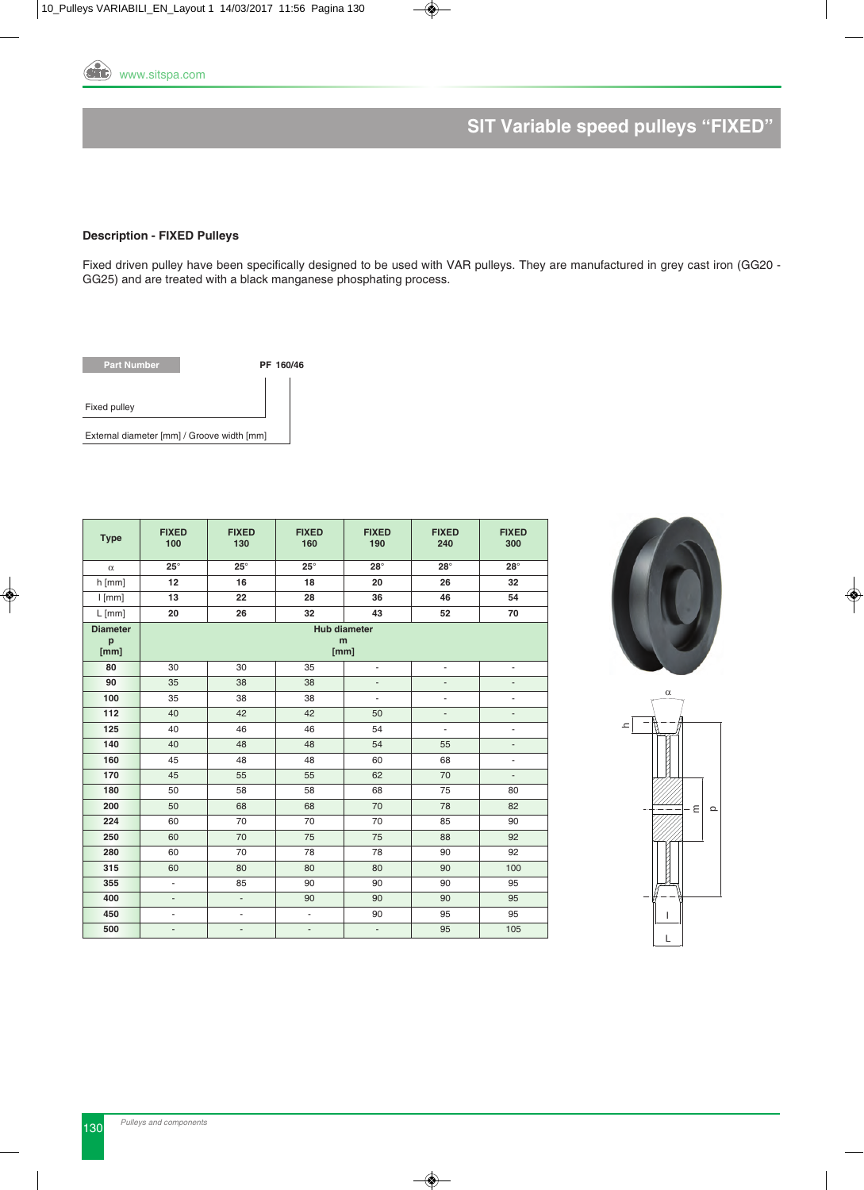# SIT Variable speed pulleys “FIXED”

## Description - FIXED Pulleys

Fixed driven pulley have been specifically designed to be used with VAR pulleys. They are manufactured in grey cast iron (GG20 - GG25) and are treated with a black manganese phosphating process.

**Part Number** — **PF 160/46**

- Fixed pulley
- External diameter [mm] / Groove width [mm]

| Type | FIXED 100 | FIXED 130 | FIXED 160 | FIXED 190 | FIXED 240 | FIXED 300 |
|---|---|---|---|---|---|---|
| α | 25° | 25° | 25° | 28° | 28° | 28° |
| h [mm] | 12 | 16 | 18 | 20 | 26 | 32 |
| l [mm] | 13 | 22 | 28 | 36 | 46 | 54 |
| L [mm] | 20 | 26 | 32 | 43 | 52 | 70 |
| **Diameter p [mm]** | **Hub diameter m [mm]** | | | | | |
| 80 | 30 | 30 | 35 | - | - | - |
| 90 | 35 | 38 | 38 | - | - | - |
| 100 | 35 | 38 | 38 | - | - | - |
| 112 | 40 | 42 | 42 | 50 | - | - |
| 125 | 40 | 46 | 46 | 54 | - | - |
| 140 | 40 | 48 | 48 | 54 | 55 | - |
| 160 | 45 | 48 | 48 | 60 | 68 | - |
| 170 | 45 | 55 | 55 | 62 | 70 | - |
| 180 | 50 | 58 | 58 | 68 | 75 | 80 |
| 200 | 50 | 68 | 68 | 70 | 78 | 82 |
| 224 | 60 | 70 | 70 | 70 | 85 | 90 |
| 250 | 60 | 70 | 75 | 75 | 88 | 92 |
| 280 | 60 | 70 | 78 | 78 | 90 | 92 |
| 315 | 60 | 80 | 80 | 80 | 90 | 100 |
| 355 | - | 85 | 90 | 90 | 90 | 95 |
| 400 | - | - | 90 | 90 | 90 | 95 |
| 450 | - | - | - | 90 | 95 | 95 |
| 500 | - | - | - | - | 95 | 105 |

Pulleys and components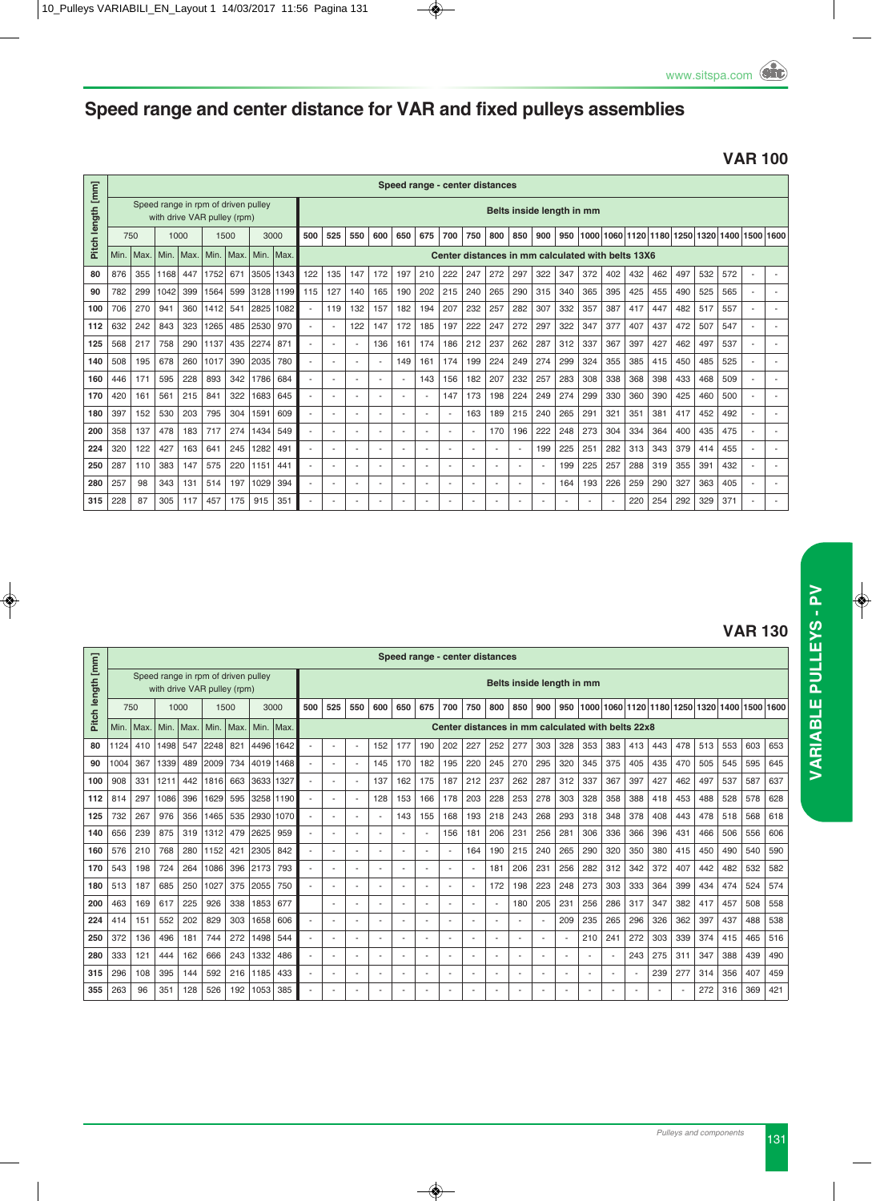# Speed range and center distance for VAR and fixed pulleys assemblies

## VAR 100

| Pitch length [mm] | Speed range in rpm of driven pulley with drive VAR pulley (rpm) | | | | | | | | Belts inside length in mm | | | | | | | | | | | | | | | | | | | | |
|---|---|---|---|---|---|---|---|---|---|---|---|---|---|---|---|---|---|---|---|---|---|---|---|---|---|---|---|---|---|
| | 750 | | 1000 | | 1500 | | 3000 | | 500 | 525 | 550 | 600 | 650 | 675 | 700 | 750 | 800 | 850 | 900 | 950 | 1000 | 1060 | 1120 | 1180 | 1250 | 1320 | 1400 | 1500 | 1600 |
| | Min. | Max. | Min. | Max. | Min. | Max. | Min. | Max. | Center distances in mm calculated with belts 13X6 | | | | | | | | | | | | | | | | | | | | |
| 80 | 876 | 355 | 1168 | 447 | 1752 | 671 | 3505 | 1343 | 122 | 135 | 147 | 172 | 197 | 210 | 222 | 247 | 272 | 297 | 322 | 347 | 372 | 402 | 432 | 462 | 497 | 532 | 572 | - | - |
| 90 | 782 | 299 | 1042 | 399 | 1564 | 599 | 3128 | 1199 | 115 | 127 | 140 | 165 | 190 | 202 | 215 | 240 | 265 | 290 | 315 | 340 | 365 | 395 | 425 | 455 | 490 | 525 | 565 | - | - |
| 100 | 706 | 270 | 941 | 360 | 1412 | 541 | 2825 | 1082 | - | 119 | 132 | 157 | 182 | 194 | 207 | 232 | 257 | 282 | 307 | 332 | 357 | 387 | 417 | 447 | 482 | 517 | 557 | - | - |
| 112 | 632 | 242 | 843 | 323 | 1265 | 485 | 2530 | 970 | - | - | 122 | 147 | 172 | 185 | 197 | 222 | 247 | 272 | 297 | 322 | 347 | 377 | 407 | 437 | 472 | 507 | 547 | - | - |
| 125 | 568 | 217 | 758 | 290 | 1137 | 435 | 2274 | 871 | - | - | - | 136 | 161 | 174 | 186 | 212 | 237 | 262 | 287 | 312 | 337 | 367 | 397 | 427 | 462 | 497 | 537 | - | - |
| 140 | 508 | 195 | 678 | 260 | 1017 | 390 | 2035 | 780 | - | - | - | - | 149 | 161 | 174 | 199 | 224 | 249 | 274 | 299 | 324 | 355 | 385 | 415 | 450 | 485 | 525 | - | - |
| 160 | 446 | 171 | 595 | 228 | 893 | 342 | 1786 | 684 | - | - | - | - | - | 143 | 156 | 182 | 207 | 232 | 257 | 283 | 308 | 338 | 368 | 398 | 433 | 468 | 509 | - | - |
| 170 | 420 | 161 | 561 | 215 | 841 | 322 | 1683 | 645 | - | - | - | - | - | - | 147 | 173 | 198 | 224 | 249 | 274 | 299 | 330 | 360 | 390 | 425 | 460 | 500 | - | - |
| 180 | 397 | 152 | 530 | 203 | 795 | 304 | 1591 | 609 | - | - | - | - | - | - | - | 163 | 189 | 215 | 240 | 265 | 291 | 321 | 351 | 381 | 417 | 452 | 492 | - | - |
| 200 | 358 | 137 | 478 | 183 | 717 | 274 | 1434 | 549 | - | - | - | - | - | - | - | - | 170 | 196 | 222 | 248 | 273 | 304 | 334 | 364 | 400 | 435 | 475 | - | - |
| 224 | 320 | 122 | 427 | 163 | 641 | 245 | 1282 | 491 | - | - | - | - | - | - | - | - | - | - | 199 | 225 | 251 | 282 | 313 | 343 | 379 | 414 | 455 | - | - |
| 250 | 287 | 110 | 383 | 147 | 575 | 220 | 1151 | 441 | - | - | - | - | - | - | - | - | - | - | - | 199 | 225 | 257 | 288 | 319 | 355 | 391 | 432 | - | - |
| 280 | 257 | 98 | 343 | 131 | 514 | 197 | 1029 | 394 | - | - | - | - | - | - | - | - | - | - | - | 164 | 193 | 226 | 259 | 290 | 327 | 363 | 405 | - | - |
| 315 | 228 | 87 | 305 | 117 | 457 | 175 | 915 | 351 | - | - | - | - | - | - | - | - | - | - | - | - | - | - | 220 | 254 | 292 | 329 | 371 | - | - |

## VAR 130

| Pitch length [mm] | Speed range in rpm of driven pulley with drive VAR pulley (rpm) | | | | | | | | Belts inside length in mm | | | | | | | | | | | | | | | | | | | | |
|---|---|---|---|---|---|---|---|---|---|---|---|---|---|---|---|---|---|---|---|---|---|---|---|---|---|---|---|---|---|
| | 750 | | 1000 | | 1500 | | 3000 | | 500 | 525 | 550 | 600 | 650 | 675 | 700 | 750 | 800 | 850 | 900 | 950 | 1000 | 1060 | 1120 | 1180 | 1250 | 1320 | 1400 | 1500 | 1600 |
| | Min. | Max. | Min. | Max. | Min. | Max. | Min. | Max. | Center distances in mm calculated with belts 22x8 | | | | | | | | | | | | | | | | | | | | |
| 80 | 1124 | 410 | 1498 | 547 | 2248 | 821 | 4496 | 1642 | - | - | - | 152 | 177 | 190 | 202 | 227 | 252 | 277 | 303 | 328 | 353 | 383 | 413 | 443 | 478 | 513 | 553 | 603 | 653 |
| 90 | 1004 | 367 | 1339 | 489 | 2009 | 734 | 4019 | 1468 | - | - | - | 145 | 170 | 182 | 195 | 220 | 245 | 270 | 295 | 320 | 345 | 375 | 405 | 435 | 470 | 505 | 545 | 595 | 645 |
| 100 | 908 | 331 | 1211 | 442 | 1816 | 663 | 3633 | 1327 | - | - | - | 137 | 162 | 175 | 187 | 212 | 237 | 262 | 287 | 312 | 337 | 367 | 397 | 427 | 462 | 497 | 537 | 587 | 637 |
| 112 | 814 | 297 | 1086 | 396 | 1629 | 595 | 3258 | 1190 | - | - | - | 128 | 153 | 166 | 178 | 203 | 228 | 253 | 278 | 303 | 328 | 358 | 388 | 418 | 453 | 488 | 528 | 578 | 628 |
| 125 | 732 | 267 | 976 | 356 | 1465 | 535 | 2930 | 1070 | - | - | - | - | 143 | 155 | 168 | 193 | 218 | 243 | 268 | 293 | 318 | 348 | 378 | 408 | 443 | 478 | 518 | 568 | 618 |
| 140 | 656 | 239 | 875 | 319 | 1312 | 479 | 2625 | 959 | - | - | - | - | - | - | 156 | 181 | 206 | 231 | 256 | 281 | 306 | 336 | 366 | 396 | 431 | 466 | 506 | 556 | 606 |
| 160 | 576 | 210 | 768 | 280 | 1152 | 421 | 2305 | 842 | - | - | - | - | - | - | - | 164 | 190 | 215 | 240 | 265 | 290 | 320 | 350 | 380 | 415 | 450 | 490 | 540 | 590 |
| 170 | 543 | 198 | 724 | 264 | 1086 | 396 | 2173 | 793 | - | - | - | - | - | - | - | - | 181 | 206 | 231 | 256 | 282 | 312 | 342 | 372 | 407 | 442 | 482 | 532 | 582 |
| 180 | 513 | 187 | 685 | 250 | 1027 | 375 | 2055 | 750 | - | - | - | - | - | - | - | - | 172 | 198 | 223 | 248 | 273 | 303 | 333 | 364 | 399 | 434 | 474 | 524 | 574 |
| 200 | 463 | 169 | 617 | 225 | 926 | 338 | 1853 | 677 | | - | - | - | - | - | - | - | - | 180 | 205 | 231 | 256 | 286 | 317 | 347 | 382 | 417 | 457 | 508 | 558 |
| 224 | 414 | 151 | 552 | 202 | 829 | 303 | 1658 | 606 | - | - | - | - | - | - | - | - | - | - | - | 209 | 235 | 265 | 296 | 326 | 362 | 397 | 437 | 488 | 538 |
| 250 | 372 | 136 | 496 | 181 | 744 | 272 | 1498 | 544 | - | - | - | - | - | - | - | - | - | - | - | - | 210 | 241 | 272 | 303 | 339 | 374 | 415 | 465 | 516 |
| 280 | 333 | 121 | 444 | 162 | 666 | 243 | 1332 | 486 | - | - | - | - | - | - | - | - | - | - | - | - | - | - | 243 | 275 | 311 | 347 | 388 | 439 | 490 |
| 315 | 296 | 108 | 395 | 144 | 592 | 216 | 1185 | 433 | - | - | - | - | - | - | - | - | - | - | - | - | - | - | - | 239 | 277 | 314 | 356 | 407 | 459 |
| 355 | 263 | 96 | 351 | 128 | 526 | 192 | 1053 | 385 | - | - | - | - | - | - | - | - | - | - | - | - | - | - | - | - | - | 272 | 316 | 369 | 421 |

VARIABLE PULLEYS - PV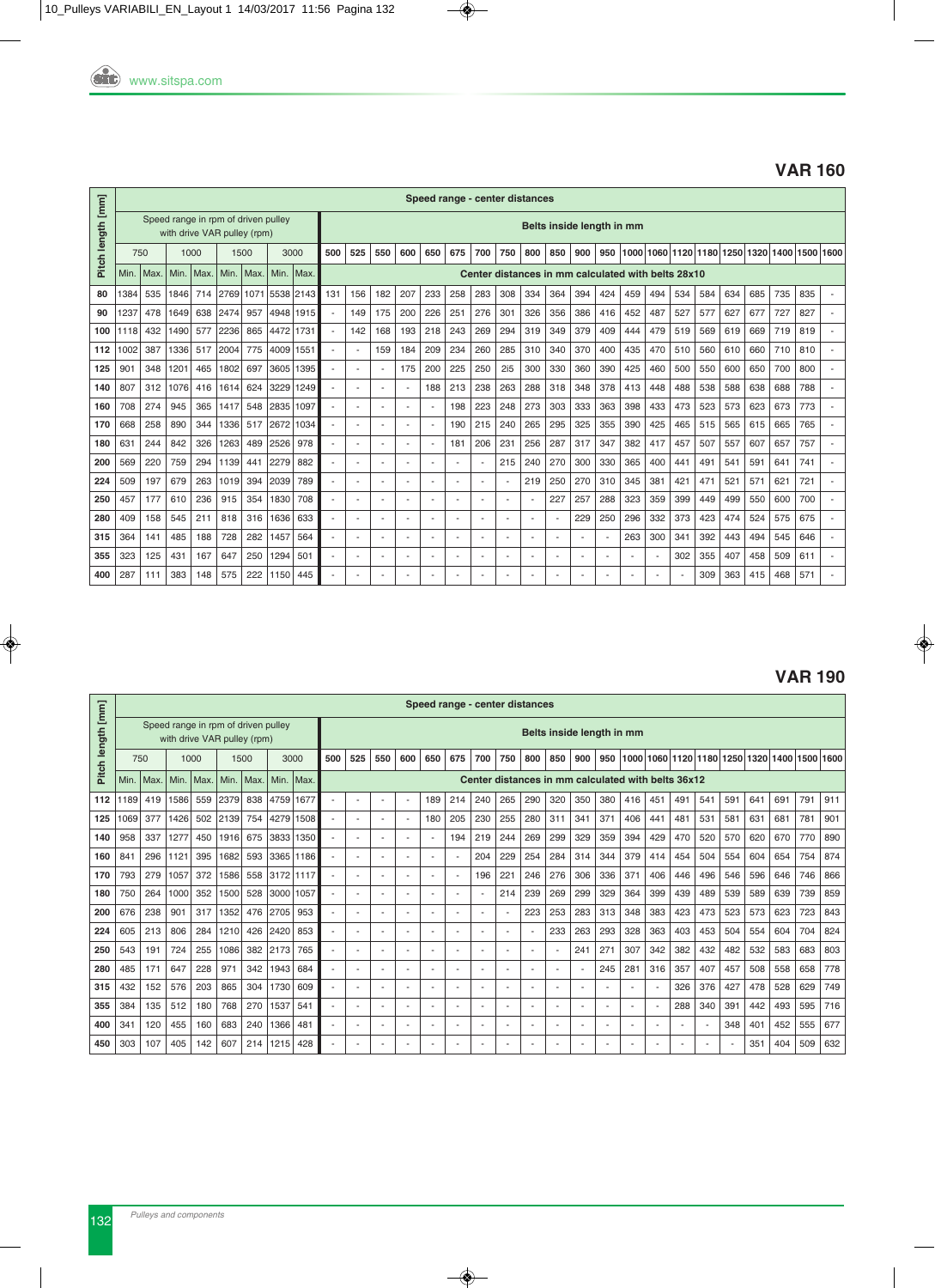## VAR 160

| Pitch length [mm] | Speed range - center distances | | | | | | | | | | | | | | | | | | | | | | | | | | | | |
|---|---|---|---|---|---|---|---|---|---|---|---|---|---|---|---|---|---|---|---|---|---|---|---|---|---|---|---|---|---|
| | Speed range in rpm of driven pulley with drive VAR pulley (rpm) | | | | | | | | Belts inside length in mm | | | | | | | | | | | | | | | | | | | | |
| | 750 | | 1000 | | 1500 | | 3000 | | 500 | 525 | 550 | 600 | 650 | 675 | 700 | 750 | 800 | 850 | 900 | 950 | 1000 | 1060 | 1120 | 1180 | 1250 | 1320 | 1400 | 1500 | 1600 |
| | Min. | Max. | Min. | Max. | Min. | Max. | Min. | Max. | Center distances in mm calculated with belts 28x10 | | | | | | | | | | | | | | | | | | | | |
| 80 | 1384 | 535 | 1846 | 714 | 2769 | 1071 | 5538 | 2143 | 131 | 156 | 182 | 207 | 233 | 258 | 283 | 308 | 334 | 364 | 394 | 424 | 459 | 494 | 534 | 584 | 634 | 685 | 735 | 835 | - |
| 90 | 1237 | 478 | 1649 | 638 | 2474 | 957 | 4948 | 1915 | - | 149 | 175 | 200 | 226 | 251 | 276 | 301 | 326 | 356 | 386 | 416 | 452 | 487 | 527 | 577 | 627 | 677 | 727 | 827 | - |
| 100 | 1118 | 432 | 1490 | 577 | 2236 | 865 | 4472 | 1731 | - | 142 | 168 | 193 | 218 | 243 | 269 | 294 | 319 | 349 | 379 | 409 | 444 | 479 | 519 | 569 | 619 | 669 | 719 | 819 | - |
| 112 | 1002 | 387 | 1336 | 517 | 2004 | 775 | 4009 | 1551 | - | - | 159 | 184 | 209 | 234 | 260 | 285 | 310 | 340 | 370 | 400 | 435 | 470 | 510 | 560 | 610 | 660 | 710 | 810 | - |
| 125 | 901 | 348 | 1201 | 465 | 1802 | 697 | 3605 | 1395 | - | - | - | 175 | 200 | 225 | 250 | 2i5 | 300 | 330 | 360 | 390 | 425 | 460 | 500 | 550 | 600 | 650 | 700 | 800 | - |
| 140 | 807 | 312 | 1076 | 416 | 1614 | 624 | 3229 | 1249 | - | - | - | - | 188 | 213 | 238 | 263 | 288 | 318 | 348 | 378 | 413 | 448 | 488 | 538 | 588 | 638 | 688 | 788 | - |
| 160 | 708 | 274 | 945 | 365 | 1417 | 548 | 2835 | 1097 | - | - | - | - | - | 198 | 223 | 248 | 273 | 303 | 333 | 363 | 398 | 433 | 473 | 523 | 573 | 623 | 673 | 773 | - |
| 170 | 668 | 258 | 890 | 344 | 1336 | 517 | 2672 | 1034 | - | - | - | - | - | 190 | 215 | 240 | 265 | 295 | 325 | 355 | 390 | 425 | 465 | 515 | 565 | 615 | 665 | 765 | - |
| 180 | 631 | 244 | 842 | 326 | 1263 | 489 | 2526 | 978 | - | - | - | - | - | 181 | 206 | 231 | 256 | 287 | 317 | 347 | 382 | 417 | 457 | 507 | 557 | 607 | 657 | 757 | - |
| 200 | 569 | 220 | 759 | 294 | 1139 | 441 | 2279 | 882 | - | - | - | - | - | - | - | 215 | 240 | 270 | 300 | 330 | 365 | 400 | 441 | 491 | 541 | 591 | 641 | 741 | - |
| 224 | 509 | 197 | 679 | 263 | 1019 | 394 | 2039 | 789 | - | - | - | - | - | - | - | - | 219 | 250 | 270 | 310 | 345 | 381 | 421 | 471 | 521 | 571 | 621 | 721 | - |
| 250 | 457 | 177 | 610 | 236 | 915 | 354 | 1830 | 708 | - | - | - | - | - | - | - | - | - | 227 | 257 | 288 | 323 | 359 | 399 | 449 | 499 | 550 | 600 | 700 | - |
| 280 | 409 | 158 | 545 | 211 | 818 | 316 | 1636 | 633 | - | - | - | - | - | - | - | - | - | - | 229 | 250 | 296 | 332 | 373 | 423 | 474 | 524 | 575 | 675 | - |
| 315 | 364 | 141 | 485 | 188 | 728 | 282 | 1457 | 564 | - | - | - | - | - | - | - | - | - | - | - | - | 263 | 300 | 341 | 392 | 443 | 494 | 545 | 646 | - |
| 355 | 323 | 125 | 431 | 167 | 647 | 250 | 1294 | 501 | - | - | - | - | - | - | - | - | - | - | - | - | - | - | 302 | 355 | 407 | 458 | 509 | 611 | - |
| 400 | 287 | 111 | 383 | 148 | 575 | 222 | 1150 | 445 | - | - | - | - | - | - | - | - | - | - | - | - | - | - | - | 309 | 363 | 415 | 468 | 571 | - |

## VAR 190

| Pitch length [mm] | Speed range - center distances | | | | | | | | | | | | | | | | | | | | | | | | | | | | |
|---|---|---|---|---|---|---|---|---|---|---|---|---|---|---|---|---|---|---|---|---|---|---|---|---|---|---|---|---|---|
| | Speed range in rpm of driven pulley with drive VAR pulley (rpm) | | | | | | | | Belts inside length in mm | | | | | | | | | | | | | | | | | | | | |
| | 750 | | 1000 | | 1500 | | 3000 | | 500 | 525 | 550 | 600 | 650 | 675 | 700 | 750 | 800 | 850 | 900 | 950 | 1000 | 1060 | 1120 | 1180 | 1250 | 1320 | 1400 | 1500 | 1600 |
| | Min. | Max. | Min. | Max. | Min. | Max. | Min. | Max. | Center distances in mm calculated with belts 36x12 | | | | | | | | | | | | | | | | | | | | |
| 112 | 1189 | 419 | 1586 | 559 | 2379 | 838 | 4759 | 1677 | - | - | - | - | 189 | 214 | 240 | 265 | 290 | 320 | 350 | 380 | 416 | 451 | 491 | 541 | 591 | 641 | 691 | 791 | 911 |
| 125 | 1069 | 377 | 1426 | 502 | 2139 | 754 | 4279 | 1508 | - | - | - | - | 180 | 205 | 230 | 255 | 280 | 311 | 341 | 371 | 406 | 441 | 481 | 531 | 581 | 631 | 681 | 781 | 901 |
| 140 | 958 | 337 | 1277 | 450 | 1916 | 675 | 3833 | 1350 | - | - | - | - | - | 194 | 219 | 244 | 269 | 299 | 329 | 359 | 394 | 429 | 470 | 520 | 570 | 620 | 670 | 770 | 890 |
| 160 | 841 | 296 | 1121 | 395 | 1682 | 593 | 3365 | 1186 | - | - | - | - | - | - | 204 | 229 | 254 | 284 | 314 | 344 | 379 | 414 | 454 | 504 | 554 | 604 | 654 | 754 | 874 |
| 170 | 793 | 279 | 1057 | 372 | 1586 | 558 | 3172 | 1117 | - | - | - | - | - | - | 196 | 221 | 246 | 276 | 306 | 336 | 371 | 406 | 446 | 496 | 546 | 596 | 646 | 746 | 866 |
| 180 | 750 | 264 | 1000 | 352 | 1500 | 528 | 3000 | 1057 | - | - | - | - | - | - | - | 214 | 239 | 269 | 299 | 329 | 364 | 399 | 439 | 489 | 539 | 589 | 639 | 739 | 859 |
| 200 | 676 | 238 | 901 | 317 | 1352 | 476 | 2705 | 953 | - | - | - | - | - | - | - | - | 223 | 253 | 283 | 313 | 348 | 383 | 423 | 473 | 523 | 573 | 623 | 723 | 843 |
| 224 | 605 | 213 | 806 | 284 | 1210 | 426 | 2420 | 853 | - | - | - | - | - | - | - | - | - | 233 | 263 | 293 | 328 | 363 | 403 | 453 | 504 | 554 | 604 | 704 | 824 |
| 250 | 543 | 191 | 724 | 255 | 1086 | 382 | 2173 | 765 | - | - | - | - | - | - | - | - | - | - | 241 | 271 | 307 | 342 | 382 | 432 | 482 | 532 | 583 | 683 | 803 |
| 280 | 485 | 171 | 647 | 228 | 971 | 342 | 1943 | 684 | - | - | - | - | - | - | - | - | - | - | - | 245 | 281 | 316 | 357 | 407 | 457 | 508 | 558 | 658 | 778 |
| 315 | 432 | 152 | 576 | 203 | 865 | 304 | 1730 | 609 | - | - | - | - | - | - | - | - | - | - | - | - | - | - | 326 | 376 | 427 | 478 | 528 | 629 | 749 |
| 355 | 384 | 135 | 512 | 180 | 768 | 270 | 1537 | 541 | - | - | - | - | - | - | - | - | - | - | - | - | - | - | 288 | 340 | 391 | 442 | 493 | 595 | 716 |
| 400 | 341 | 120 | 455 | 160 | 683 | 240 | 1366 | 481 | - | - | - | - | - | - | - | - | - | - | - | - | - | - | - | - | 348 | 401 | 452 | 555 | 677 |
| 450 | 303 | 107 | 405 | 142 | 607 | 214 | 1215 | 428 | - | - | - | - | - | - | - | - | - | - | - | - | - | - | - | - | - | 351 | 404 | 509 | 632 |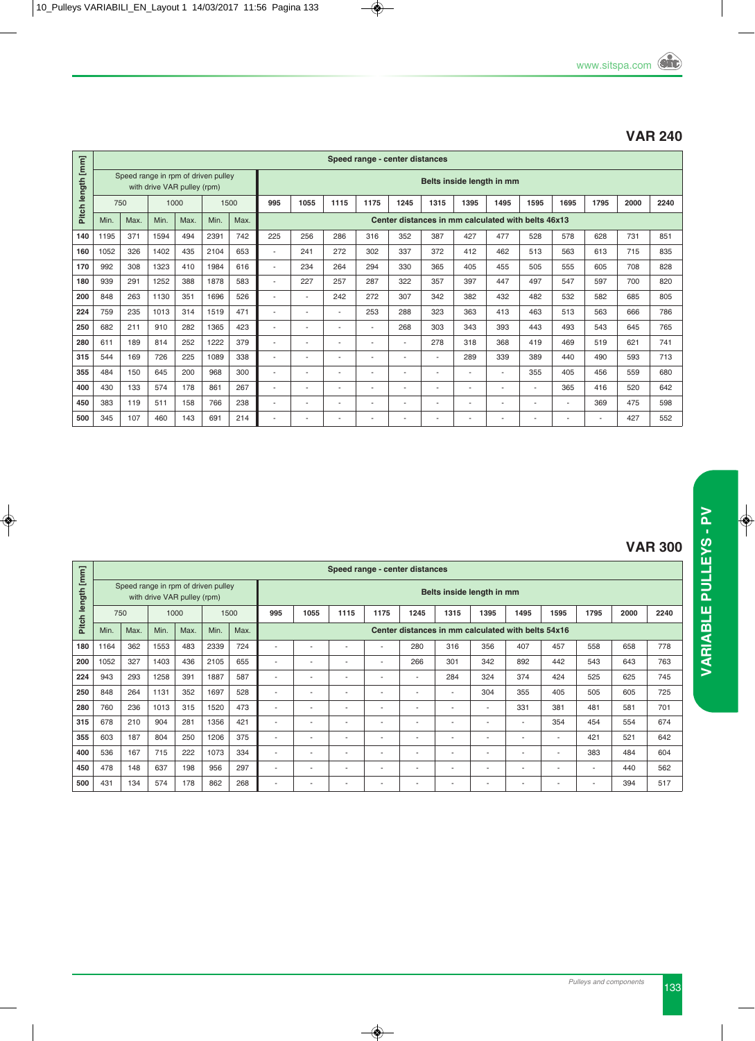## VAR 240

| Pitch length [mm] | Speed range - center distances | | | | | | | | | | | | | | | | | | |
|---|---|---|---|---|---|---|---|---|---|---|---|---|---|---|---|---|---|---|---|
| | Speed range in rpm of driven pulley with drive VAR pulley (rpm) | | | | | | Belts inside length in mm | | | | | | | | | | | | |
| | 750 | | 1000 | | 1500 | | 995 | 1055 | 1115 | 1175 | 1245 | 1315 | 1395 | 1495 | 1595 | 1695 | 1795 | 2000 | 2240 |
| | Min. | Max. | Min. | Max. | Min. | Max. | Center distances in mm calculated with belts 46x13 | | | | | | | | | | | | |
| 140 | 1195 | 371 | 1594 | 494 | 2391 | 742 | 225 | 256 | 286 | 316 | 352 | 387 | 427 | 477 | 528 | 578 | 628 | 731 | 851 |
| 160 | 1052 | 326 | 1402 | 435 | 2104 | 653 | - | 241 | 272 | 302 | 337 | 372 | 412 | 462 | 513 | 563 | 613 | 715 | 835 |
| 170 | 992 | 308 | 1323 | 410 | 1984 | 616 | - | 234 | 264 | 294 | 330 | 365 | 405 | 455 | 505 | 555 | 605 | 708 | 828 |
| 180 | 939 | 291 | 1252 | 388 | 1878 | 583 | - | 227 | 257 | 287 | 322 | 357 | 397 | 447 | 497 | 547 | 597 | 700 | 820 |
| 200 | 848 | 263 | 1130 | 351 | 1696 | 526 | - | - | 242 | 272 | 307 | 342 | 382 | 432 | 482 | 532 | 582 | 685 | 805 |
| 224 | 759 | 235 | 1013 | 314 | 1519 | 471 | - | - | - | 253 | 288 | 323 | 363 | 413 | 463 | 513 | 563 | 666 | 786 |
| 250 | 682 | 211 | 910 | 282 | 1365 | 423 | - | - | - | - | 268 | 303 | 343 | 393 | 443 | 493 | 543 | 645 | 765 |
| 280 | 611 | 189 | 814 | 252 | 1222 | 379 | - | - | - | - | - | 278 | 318 | 368 | 419 | 469 | 519 | 621 | 741 |
| 315 | 544 | 169 | 726 | 225 | 1089 | 338 | - | - | - | - | - | - | 289 | 339 | 389 | 440 | 490 | 593 | 713 |
| 355 | 484 | 150 | 645 | 200 | 968 | 300 | - | - | - | - | - | - | - | - | 355 | 405 | 456 | 559 | 680 |
| 400 | 430 | 133 | 574 | 178 | 861 | 267 | - | - | - | - | - | - | - | - | - | 365 | 416 | 520 | 642 |
| 450 | 383 | 119 | 511 | 158 | 766 | 238 | - | - | - | - | - | - | - | - | - | - | 369 | 475 | 598 |
| 500 | 345 | 107 | 460 | 143 | 691 | 214 | - | - | - | - | - | - | - | - | - | - | - | 427 | 552 |

## VAR 300

| Pitch length [mm] | Speed range - center distances | | | | | | | | | | | | | | | | | |
|---|---|---|---|---|---|---|---|---|---|---|---|---|---|---|---|---|---|---|
| | Speed range in rpm of driven pulley with drive VAR pulley (rpm) | | | | | | Belts inside length in mm | | | | | | | | | | | |
| | 750 | | 1000 | | 1500 | | 995 | 1055 | 1115 | 1175 | 1245 | 1315 | 1395 | 1495 | 1595 | 1795 | 2000 | 2240 |
| | Min. | Max. | Min. | Max. | Min. | Max. | Center distances in mm calculated with belts 54x16 | | | | | | | | | | | |
| 180 | 1164 | 362 | 1553 | 483 | 2339 | 724 | - | - | - | - | 280 | 316 | 356 | 407 | 457 | 558 | 658 | 778 |
| 200 | 1052 | 327 | 1403 | 436 | 2105 | 655 | - | - | - | - | 266 | 301 | 342 | 892 | 442 | 543 | 643 | 763 |
| 224 | 943 | 293 | 1258 | 391 | 1887 | 587 | - | - | - | - | - | 284 | 324 | 374 | 424 | 525 | 625 | 745 |
| 250 | 848 | 264 | 1131 | 352 | 1697 | 528 | - | - | - | - | - | - | 304 | 355 | 405 | 505 | 605 | 725 |
| 280 | 760 | 236 | 1013 | 315 | 1520 | 473 | - | - | - | - | - | - | - | 331 | 381 | 481 | 581 | 701 |
| 315 | 678 | 210 | 904 | 281 | 1356 | 421 | - | - | - | - | - | - | - | - | 354 | 454 | 554 | 674 |
| 355 | 603 | 187 | 804 | 250 | 1206 | 375 | - | - | - | - | - | - | - | - | - | 421 | 521 | 642 |
| 400 | 536 | 167 | 715 | 222 | 1073 | 334 | - | - | - | - | - | - | - | - | - | 383 | 484 | 604 |
| 450 | 478 | 148 | 637 | 198 | 956 | 297 | - | - | - | - | - | - | - | - | - | - | 440 | 562 |
| 500 | 431 | 134 | 574 | 178 | 862 | 268 | - | - | - | - | - | - | - | - | - | - | 394 | 517 |